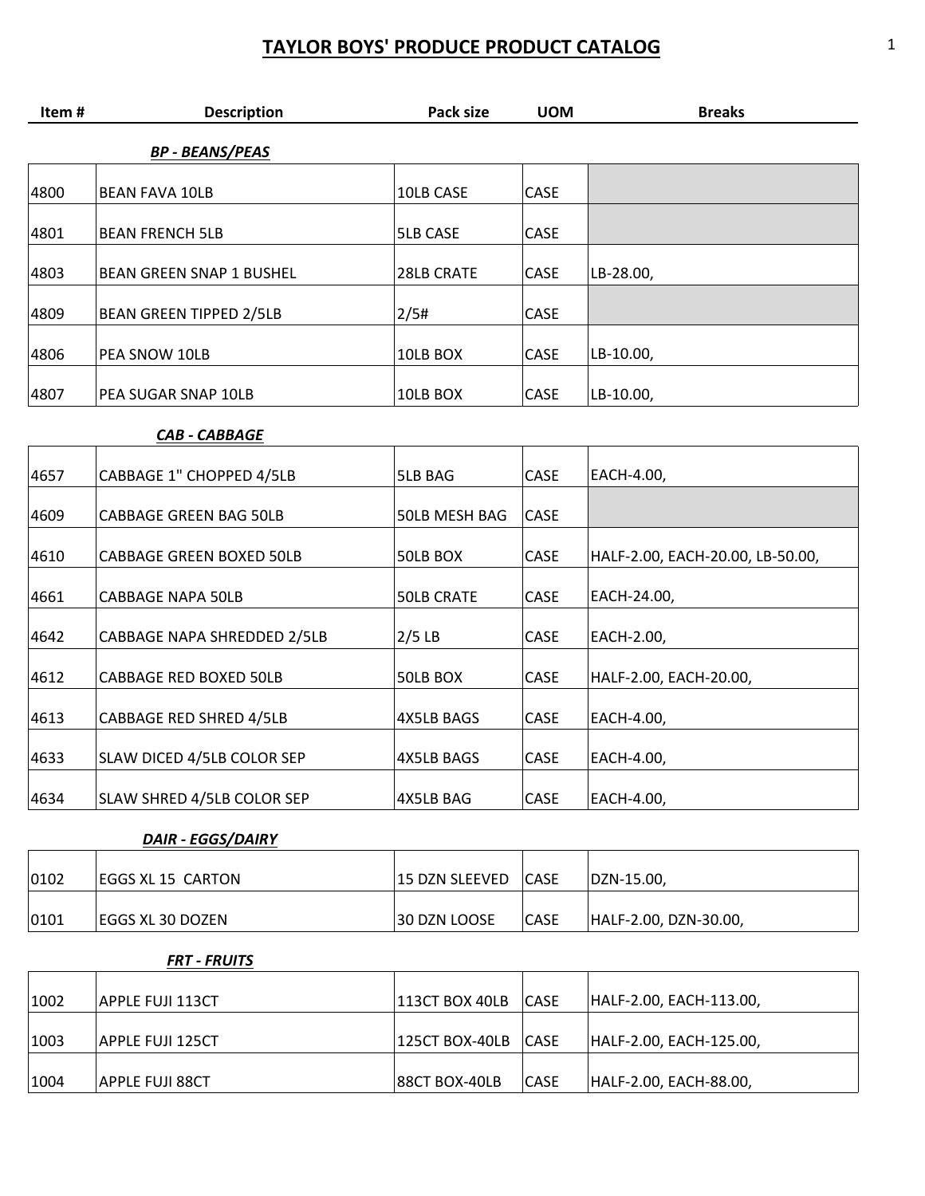# TAYLOR BOYS' PRODUCE PRODUCT CATALOG

| Item # | Description | Pack size | UOM | Breaks |
|---|---|---|---|---|
| | ***BP - BEANS/PEAS*** | | | |
| 4800 | BEAN FAVA 10LB | 10LB CASE | CASE | |
| 4801 | BEAN FRENCH 5LB | 5LB CASE | CASE | |
| 4803 | BEAN GREEN SNAP 1 BUSHEL | 28LB CRATE | CASE | LB-28.00, |
| 4809 | BEAN GREEN TIPPED 2/5LB | 2/5# | CASE | |
| 4806 | PEA SNOW 10LB | 10LB BOX | CASE | LB-10.00, |
| 4807 | PEA SUGAR SNAP 10LB | 10LB BOX | CASE | LB-10.00, |
| | ***CAB - CABBAGE*** | | | |
| 4657 | CABBAGE 1" CHOPPED 4/5LB | 5LB BAG | CASE | EACH-4.00, |
| 4609 | CABBAGE GREEN BAG 50LB | 50LB MESH BAG | CASE | |
| 4610 | CABBAGE GREEN BOXED 50LB | 50LB BOX | CASE | HALF-2.00, EACH-20.00, LB-50.00, |
| 4661 | CABBAGE NAPA 50LB | 50LB CRATE | CASE | EACH-24.00, |
| 4642 | CABBAGE NAPA SHREDDED 2/5LB | 2/5 LB | CASE | EACH-2.00, |
| 4612 | CABBAGE RED BOXED 50LB | 50LB BOX | CASE | HALF-2.00, EACH-20.00, |
| 4613 | CABBAGE RED SHRED 4/5LB | 4X5LB BAGS | CASE | EACH-4.00, |
| 4633 | SLAW DICED 4/5LB COLOR SEP | 4X5LB BAGS | CASE | EACH-4.00, |
| 4634 | SLAW SHRED 4/5LB COLOR SEP | 4X5LB BAG | CASE | EACH-4.00, |
| | ***DAIR - EGGS/DAIRY*** | | | |
| 0102 | EGGS XL 15 CARTON | 15 DZN SLEEVED | CASE | DZN-15.00, |
| 0101 | EGGS XL 30 DOZEN | 30 DZN LOOSE | CASE | HALF-2.00, DZN-30.00, |
| | ***FRT - FRUITS*** | | | |
| 1002 | APPLE FUJI 113CT | 113CT BOX 40LB | CASE | HALF-2.00, EACH-113.00, |
| 1003 | APPLE FUJI 125CT | 125CT BOX-40LB | CASE | HALF-2.00, EACH-125.00, |
| 1004 | APPLE FUJI 88CT | 88CT BOX-40LB | CASE | HALF-2.00, EACH-88.00, |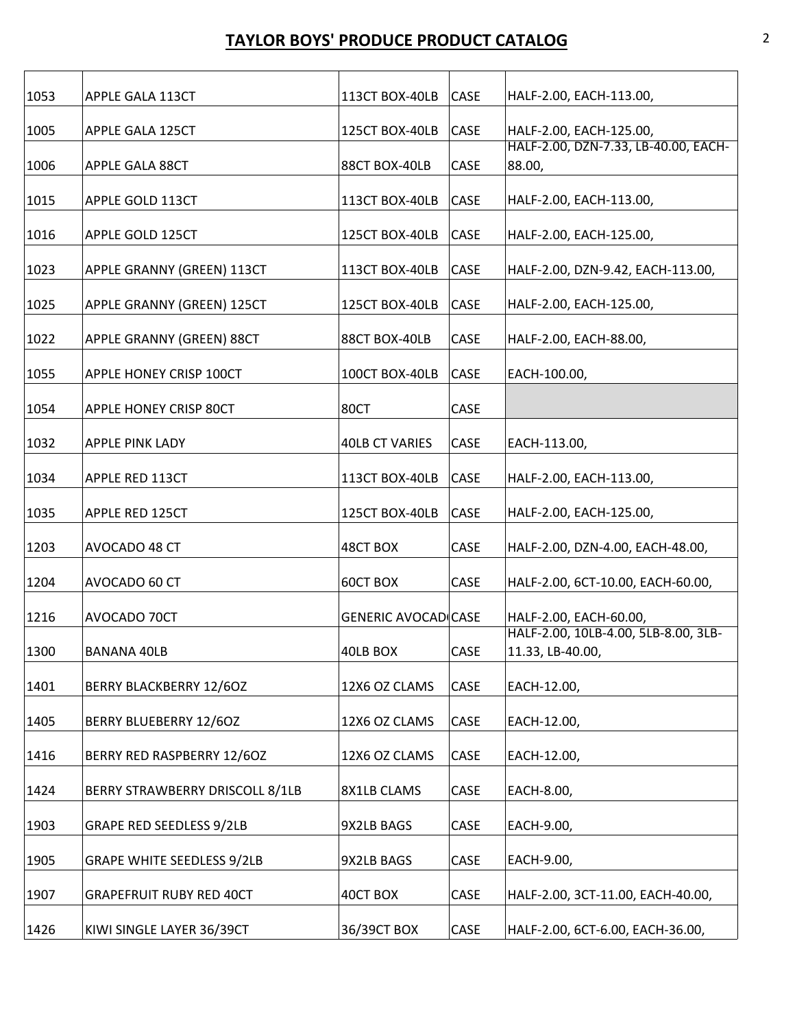## TAYLOR BOYS' PRODUCE PRODUCT CATALOG

| | | | | |
|---|---|---|---|---|
| 1053 | APPLE GALA 113CT | 113CT BOX-40LB | CASE | HALF-2.00, EACH-113.00, |
| 1005 | APPLE GALA 125CT | 125CT BOX-40LB | CASE | HALF-2.00, EACH-125.00, |
| 1006 | APPLE GALA 88CT | 88CT BOX-40LB | CASE | HALF-2.00, DZN-7.33, LB-40.00, EACH-88.00, |
| 1015 | APPLE GOLD 113CT | 113CT BOX-40LB | CASE | HALF-2.00, EACH-113.00, |
| 1016 | APPLE GOLD 125CT | 125CT BOX-40LB | CASE | HALF-2.00, EACH-125.00, |
| 1023 | APPLE GRANNY (GREEN) 113CT | 113CT BOX-40LB | CASE | HALF-2.00, DZN-9.42, EACH-113.00, |
| 1025 | APPLE GRANNY (GREEN) 125CT | 125CT BOX-40LB | CASE | HALF-2.00, EACH-125.00, |
| 1022 | APPLE GRANNY (GREEN) 88CT | 88CT BOX-40LB | CASE | HALF-2.00, EACH-88.00, |
| 1055 | APPLE HONEY CRISP 100CT | 100CT BOX-40LB | CASE | EACH-100.00, |
| 1054 | APPLE HONEY CRISP 80CT | 80CT | CASE | |
| 1032 | APPLE PINK LADY | 40LB CT VARIES | CASE | EACH-113.00, |
| 1034 | APPLE RED 113CT | 113CT BOX-40LB | CASE | HALF-2.00, EACH-113.00, |
| 1035 | APPLE RED 125CT | 125CT BOX-40LB | CASE | HALF-2.00, EACH-125.00, |
| 1203 | AVOCADO 48 CT | 48CT BOX | CASE | HALF-2.00, DZN-4.00, EACH-48.00, |
| 1204 | AVOCADO 60 CT | 60CT BOX | CASE | HALF-2.00, 6CT-10.00, EACH-60.00, |
| 1216 | AVOCADO 70CT | GENERIC AVOCAD | CASE | HALF-2.00, EACH-60.00, |
| 1300 | BANANA 40LB | 40LB BOX | CASE | HALF-2.00, 10LB-4.00, 5LB-8.00, 3LB-11.33, LB-40.00, |
| 1401 | BERRY BLACKBERRY 12/6OZ | 12X6 OZ CLAMS | CASE | EACH-12.00, |
| 1405 | BERRY BLUEBERRY 12/6OZ | 12X6 OZ CLAMS | CASE | EACH-12.00, |
| 1416 | BERRY RED RASPBERRY 12/6OZ | 12X6 OZ CLAMS | CASE | EACH-12.00, |
| 1424 | BERRY STRAWBERRY DRISCOLL 8/1LB | 8X1LB CLAMS | CASE | EACH-8.00, |
| 1903 | GRAPE RED SEEDLESS 9/2LB | 9X2LB BAGS | CASE | EACH-9.00, |
| 1905 | GRAPE WHITE SEEDLESS 9/2LB | 9X2LB BAGS | CASE | EACH-9.00, |
| 1907 | GRAPEFRUIT RUBY RED 40CT | 40CT BOX | CASE | HALF-2.00, 3CT-11.00, EACH-40.00, |
| 1426 | KIWI SINGLE LAYER 36/39CT | 36/39CT BOX | CASE | HALF-2.00, 6CT-6.00, EACH-36.00, |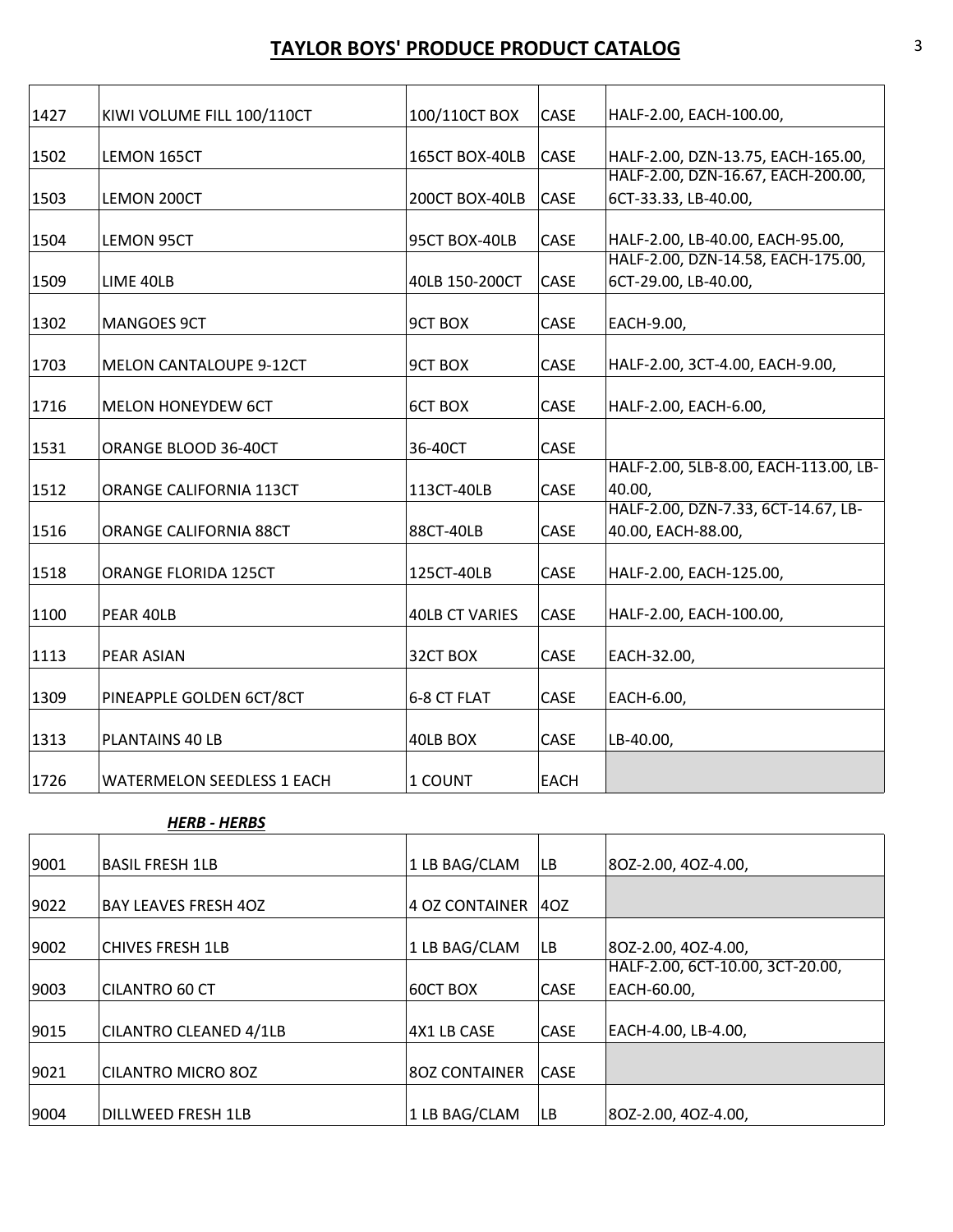# TAYLOR BOYS' PRODUCE PRODUCT CATALOG

| | | | | |
|---|---|---|---|---|
| 1427 | KIWI VOLUME FILL 100/110CT | 100/110CT BOX | CASE | HALF-2.00, EACH-100.00, |
| 1502 | LEMON 165CT | 165CT BOX-40LB | CASE | HALF-2.00, DZN-13.75, EACH-165.00, |
| 1503 | LEMON 200CT | 200CT BOX-40LB | CASE | HALF-2.00, DZN-16.67, EACH-200.00, 6CT-33.33, LB-40.00, |
| 1504 | LEMON 95CT | 95CT BOX-40LB | CASE | HALF-2.00, LB-40.00, EACH-95.00, |
| 1509 | LIME 40LB | 40LB 150-200CT | CASE | HALF-2.00, DZN-14.58, EACH-175.00, 6CT-29.00, LB-40.00, |
| 1302 | MANGOES 9CT | 9CT BOX | CASE | EACH-9.00, |
| 1703 | MELON CANTALOUPE 9-12CT | 9CT BOX | CASE | HALF-2.00, 3CT-4.00, EACH-9.00, |
| 1716 | MELON HONEYDEW 6CT | 6CT BOX | CASE | HALF-2.00, EACH-6.00, |
| 1531 | ORANGE BLOOD 36-40CT | 36-40CT | CASE | |
| 1512 | ORANGE CALIFORNIA 113CT | 113CT-40LB | CASE | HALF-2.00, 5LB-8.00, EACH-113.00, LB-40.00, |
| 1516 | ORANGE CALIFORNIA 88CT | 88CT-40LB | CASE | HALF-2.00, DZN-7.33, 6CT-14.67, LB-40.00, EACH-88.00, |
| 1518 | ORANGE FLORIDA 125CT | 125CT-40LB | CASE | HALF-2.00, EACH-125.00, |
| 1100 | PEAR 40LB | 40LB CT VARIES | CASE | HALF-2.00, EACH-100.00, |
| 1113 | PEAR ASIAN | 32CT BOX | CASE | EACH-32.00, |
| 1309 | PINEAPPLE GOLDEN 6CT/8CT | 6-8 CT FLAT | CASE | EACH-6.00, |
| 1313 | PLANTAINS 40 LB | 40LB BOX | CASE | LB-40.00, |
| 1726 | WATERMELON SEEDLESS 1 EACH | 1 COUNT | EACH | |

***HERB - HERBS***

| | | | | |
|---|---|---|---|---|
| 9001 | BASIL FRESH 1LB | 1 LB BAG/CLAM | LB | 8OZ-2.00, 4OZ-4.00, |
| 9022 | BAY LEAVES FRESH 4OZ | 4 OZ CONTAINER | 4OZ | |
| 9002 | CHIVES FRESH 1LB | 1 LB BAG/CLAM | LB | 8OZ-2.00, 4OZ-4.00, |
| 9003 | CILANTRO 60 CT | 60CT BOX | CASE | HALF-2.00, 6CT-10.00, 3CT-20.00, EACH-60.00, |
| 9015 | CILANTRO CLEANED 4/1LB | 4X1 LB CASE | CASE | EACH-4.00, LB-4.00, |
| 9021 | CILANTRO MICRO 8OZ | 8OZ CONTAINER | CASE | |
| 9004 | DILLWEED FRESH 1LB | 1 LB BAG/CLAM | LB | 8OZ-2.00, 4OZ-4.00, |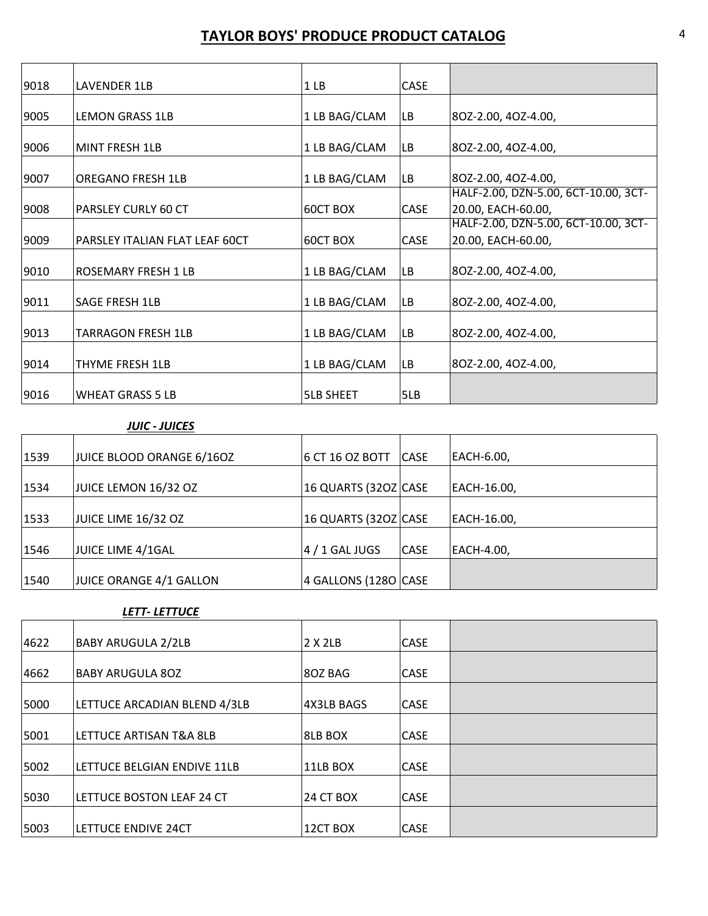# TAYLOR BOYS' PRODUCE PRODUCT CATALOG

| | | | | |
|---|---|---|---|---|
| 9018 | LAVENDER 1LB | 1 LB | CASE | |
| 9005 | LEMON GRASS 1LB | 1 LB BAG/CLAM | LB | 8OZ-2.00, 4OZ-4.00, |
| 9006 | MINT FRESH 1LB | 1 LB BAG/CLAM | LB | 8OZ-2.00, 4OZ-4.00, |
| 9007 | OREGANO FRESH 1LB | 1 LB BAG/CLAM | LB | 8OZ-2.00, 4OZ-4.00, |
| 9008 | PARSLEY CURLY 60 CT | 60CT BOX | CASE | HALF-2.00, DZN-5.00, 6CT-10.00, 3CT-20.00, EACH-60.00, |
| 9009 | PARSLEY ITALIAN FLAT LEAF 60CT | 60CT BOX | CASE | HALF-2.00, DZN-5.00, 6CT-10.00, 3CT-20.00, EACH-60.00, |
| 9010 | ROSEMARY FRESH 1 LB | 1 LB BAG/CLAM | LB | 8OZ-2.00, 4OZ-4.00, |
| 9011 | SAGE FRESH 1LB | 1 LB BAG/CLAM | LB | 8OZ-2.00, 4OZ-4.00, |
| 9013 | TARRAGON FRESH 1LB | 1 LB BAG/CLAM | LB | 8OZ-2.00, 4OZ-4.00, |
| 9014 | THYME FRESH 1LB | 1 LB BAG/CLAM | LB | 8OZ-2.00, 4OZ-4.00, |
| 9016 | WHEAT GRASS 5 LB | 5LB SHEET | 5LB | |

***JUIC - JUICES***

| | | | | |
|---|---|---|---|---|
| 1539 | JUICE BLOOD ORANGE 6/16OZ | 6 CT 16 OZ BOTT | CASE | EACH-6.00, |
| 1534 | JUICE LEMON 16/32 OZ | 16 QUARTS (32OZ | CASE | EACH-16.00, |
| 1533 | JUICE LIME 16/32 OZ | 16 QUARTS (32OZ | CASE | EACH-16.00, |
| 1546 | JUICE LIME 4/1GAL | 4 / 1 GAL JUGS | CASE | EACH-4.00, |
| 1540 | JUICE ORANGE 4/1 GALLON | 4 GALLONS (128O | CASE | |

***LETT- LETTUCE***

| | | | | |
|---|---|---|---|---|
| 4622 | BABY ARUGULA 2/2LB | 2 X 2LB | CASE | |
| 4662 | BABY ARUGULA 8OZ | 8OZ BAG | CASE | |
| 5000 | LETTUCE ARCADIAN BLEND 4/3LB | 4X3LB BAGS | CASE | |
| 5001 | LETTUCE ARTISAN T&A 8LB | 8LB BOX | CASE | |
| 5002 | LETTUCE BELGIAN ENDIVE 11LB | 11LB BOX | CASE | |
| 5030 | LETTUCE BOSTON LEAF 24 CT | 24 CT BOX | CASE | |
| 5003 | LETTUCE ENDIVE 24CT | 12CT BOX | CASE | |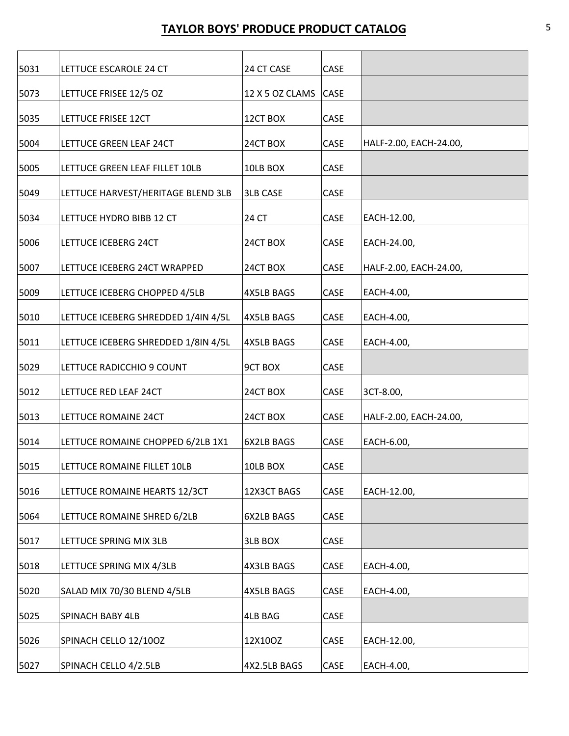# TAYLOR BOYS' PRODUCE PRODUCT CATALOG

| | | | | |
|---|---|---|---|---|
| 5031 | LETTUCE ESCAROLE 24 CT | 24 CT CASE | CASE | |
| 5073 | LETTUCE FRISEE 12/5 OZ | 12 X 5 OZ CLAMS | CASE | |
| 5035 | LETTUCE FRISEE 12CT | 12CT BOX | CASE | |
| 5004 | LETTUCE GREEN LEAF 24CT | 24CT BOX | CASE | HALF-2.00, EACH-24.00, |
| 5005 | LETTUCE GREEN LEAF FILLET 10LB | 10LB BOX | CASE | |
| 5049 | LETTUCE HARVEST/HERITAGE BLEND 3LB | 3LB CASE | CASE | |
| 5034 | LETTUCE HYDRO BIBB 12 CT | 24 CT | CASE | EACH-12.00, |
| 5006 | LETTUCE ICEBERG 24CT | 24CT BOX | CASE | EACH-24.00, |
| 5007 | LETTUCE ICEBERG 24CT WRAPPED | 24CT BOX | CASE | HALF-2.00, EACH-24.00, |
| 5009 | LETTUCE ICEBERG CHOPPED 4/5LB | 4X5LB BAGS | CASE | EACH-4.00, |
| 5010 | LETTUCE ICEBERG SHREDDED 1/4IN 4/5L | 4X5LB BAGS | CASE | EACH-4.00, |
| 5011 | LETTUCE ICEBERG SHREDDED 1/8IN 4/5L | 4X5LB BAGS | CASE | EACH-4.00, |
| 5029 | LETTUCE RADICCHIO 9 COUNT | 9CT BOX | CASE | |
| 5012 | LETTUCE RED LEAF 24CT | 24CT BOX | CASE | 3CT-8.00, |
| 5013 | LETTUCE ROMAINE 24CT | 24CT BOX | CASE | HALF-2.00, EACH-24.00, |
| 5014 | LETTUCE ROMAINE CHOPPED 6/2LB 1X1 | 6X2LB BAGS | CASE | EACH-6.00, |
| 5015 | LETTUCE ROMAINE FILLET 10LB | 10LB BOX | CASE | |
| 5016 | LETTUCE ROMAINE HEARTS 12/3CT | 12X3CT BAGS | CASE | EACH-12.00, |
| 5064 | LETTUCE ROMAINE SHRED 6/2LB | 6X2LB BAGS | CASE | |
| 5017 | LETTUCE SPRING MIX 3LB | 3LB BOX | CASE | |
| 5018 | LETTUCE SPRING MIX 4/3LB | 4X3LB BAGS | CASE | EACH-4.00, |
| 5020 | SALAD MIX 70/30 BLEND 4/5LB | 4X5LB BAGS | CASE | EACH-4.00, |
| 5025 | SPINACH BABY 4LB | 4LB BAG | CASE | |
| 5026 | SPINACH CELLO 12/10OZ | 12X10OZ | CASE | EACH-12.00, |
| 5027 | SPINACH CELLO 4/2.5LB | 4X2.5LB BAGS | CASE | EACH-4.00, |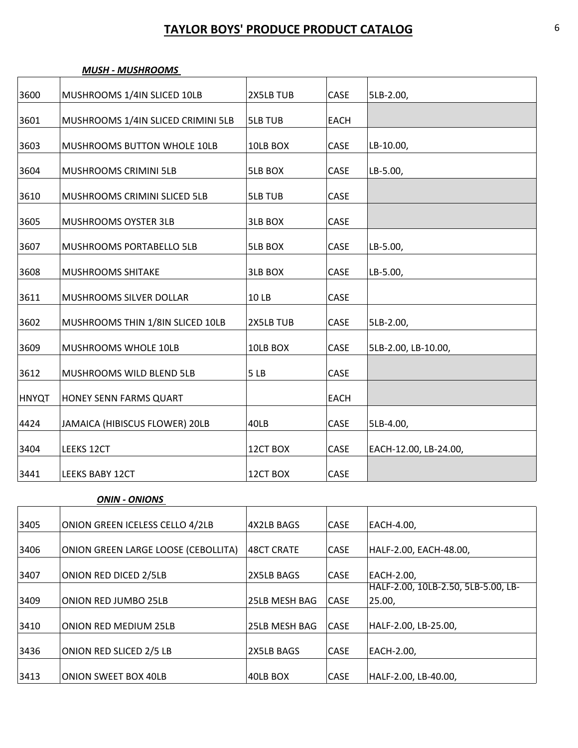# TAYLOR BOYS' PRODUCE PRODUCT CATALOG

***MUSH - MUSHROOMS***

| | | | | |
|---|---|---|---|---|
| 3600 | MUSHROOMS 1/4IN SLICED 10LB | 2X5LB TUB | CASE | 5LB-2.00, |
| 3601 | MUSHROOMS 1/4IN SLICED CRIMINI 5LB | 5LB TUB | EACH | |
| 3603 | MUSHROOMS BUTTON WHOLE 10LB | 10LB BOX | CASE | LB-10.00, |
| 3604 | MUSHROOMS CRIMINI 5LB | 5LB BOX | CASE | LB-5.00, |
| 3610 | MUSHROOMS CRIMINI SLICED 5LB | 5LB TUB | CASE | |
| 3605 | MUSHROOMS OYSTER 3LB | 3LB BOX | CASE | |
| 3607 | MUSHROOMS PORTABELLO 5LB | 5LB BOX | CASE | LB-5.00, |
| 3608 | MUSHROOMS SHITAKE | 3LB BOX | CASE | LB-5.00, |
| 3611 | MUSHROOMS SILVER DOLLAR | 10 LB | CASE | |
| 3602 | MUSHROOMS THIN 1/8IN SLICED 10LB | 2X5LB TUB | CASE | 5LB-2.00, |
| 3609 | MUSHROOMS WHOLE 10LB | 10LB BOX | CASE | 5LB-2.00, LB-10.00, |
| 3612 | MUSHROOMS WILD BLEND 5LB | 5 LB | CASE | |
| HNYQT | HONEY SENN FARMS QUART | | EACH | |
| 4424 | JAMAICA (HIBISCUS FLOWER) 20LB | 40LB | CASE | 5LB-4.00, |
| 3404 | LEEKS 12CT | 12CT BOX | CASE | EACH-12.00, LB-24.00, |
| 3441 | LEEKS BABY 12CT | 12CT BOX | CASE | |

***ONIN - ONIONS***

| | | | | |
|---|---|---|---|---|
| 3405 | ONION GREEN ICELESS CELLO 4/2LB | 4X2LB BAGS | CASE | EACH-4.00, |
| 3406 | ONION GREEN LARGE LOOSE (CEBOLLITA) | 48CT CRATE | CASE | HALF-2.00, EACH-48.00, |
| 3407 | ONION RED DICED 2/5LB | 2X5LB BAGS | CASE | EACH-2.00, |
| 3409 | ONION RED JUMBO 25LB | 25LB MESH BAG | CASE | HALF-2.00, 10LB-2.50, 5LB-5.00, LB-25.00, |
| 3410 | ONION RED MEDIUM 25LB | 25LB MESH BAG | CASE | HALF-2.00, LB-25.00, |
| 3436 | ONION RED SLICED 2/5 LB | 2X5LB BAGS | CASE | EACH-2.00, |
| 3413 | ONION SWEET BOX 40LB | 40LB BOX | CASE | HALF-2.00, LB-40.00, |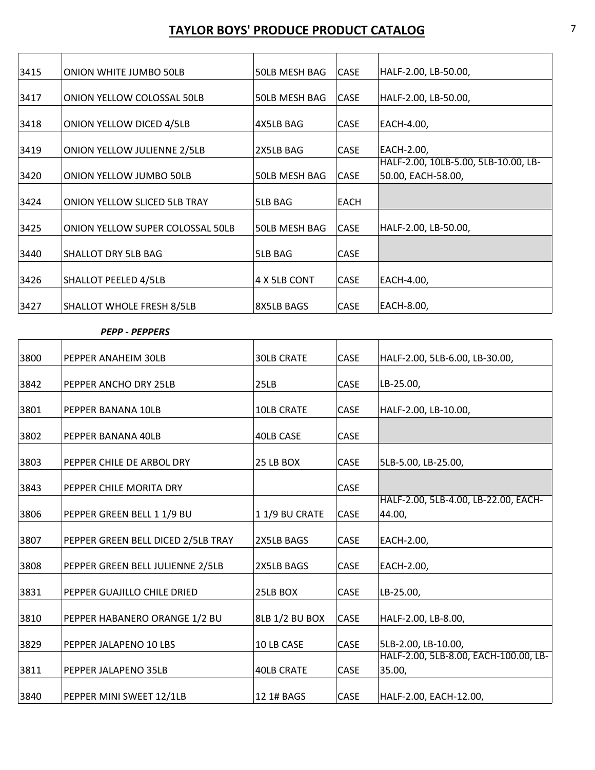# TAYLOR BOYS' PRODUCE PRODUCT CATALOG

| | | | | |
|---|---|---|---|---|
| 3415 | ONION WHITE JUMBO 50LB | 50LB MESH BAG | CASE | HALF-2.00, LB-50.00, |
| 3417 | ONION YELLOW COLOSSAL 50LB | 50LB MESH BAG | CASE | HALF-2.00, LB-50.00, |
| 3418 | ONION YELLOW DICED 4/5LB | 4X5LB BAG | CASE | EACH-4.00, |
| 3419 | ONION YELLOW JULIENNE 2/5LB | 2X5LB BAG | CASE | EACH-2.00, |
| 3420 | ONION YELLOW JUMBO 50LB | 50LB MESH BAG | CASE | HALF-2.00, 10LB-5.00, 5LB-10.00, LB-50.00, EACH-58.00, |
| 3424 | ONION YELLOW SLICED 5LB TRAY | 5LB BAG | EACH | |
| 3425 | ONION YELLOW SUPER COLOSSAL 50LB | 50LB MESH BAG | CASE | HALF-2.00, LB-50.00, |
| 3440 | SHALLOT DRY 5LB BAG | 5LB BAG | CASE | |
| 3426 | SHALLOT PEELED 4/5LB | 4 X 5LB CONT | CASE | EACH-4.00, |
| 3427 | SHALLOT WHOLE FRESH 8/5LB | 8X5LB BAGS | CASE | EACH-8.00, |

***PEPP - PEPPERS***

| | | | | |
|---|---|---|---|---|
| 3800 | PEPPER ANAHEIM 30LB | 30LB CRATE | CASE | HALF-2.00, 5LB-6.00, LB-30.00, |
| 3842 | PEPPER ANCHO DRY 25LB | 25LB | CASE | LB-25.00, |
| 3801 | PEPPER BANANA 10LB | 10LB CRATE | CASE | HALF-2.00, LB-10.00, |
| 3802 | PEPPER BANANA 40LB | 40LB CASE | CASE | |
| 3803 | PEPPER CHILE DE ARBOL DRY | 25 LB BOX | CASE | 5LB-5.00, LB-25.00, |
| 3843 | PEPPER CHILE MORITA DRY | | CASE | |
| 3806 | PEPPER GREEN BELL 1 1/9 BU | 1 1/9 BU CRATE | CASE | HALF-2.00, 5LB-4.00, LB-22.00, EACH-44.00, |
| 3807 | PEPPER GREEN BELL DICED 2/5LB TRAY | 2X5LB BAGS | CASE | EACH-2.00, |
| 3808 | PEPPER GREEN BELL JULIENNE 2/5LB | 2X5LB BAGS | CASE | EACH-2.00, |
| 3831 | PEPPER GUAJILLO CHILE DRIED | 25LB BOX | CASE | LB-25.00, |
| 3810 | PEPPER HABANERO ORANGE 1/2 BU | 8LB 1/2 BU BOX | CASE | HALF-2.00, LB-8.00, |
| 3829 | PEPPER JALAPENO 10 LBS | 10 LB CASE | CASE | 5LB-2.00, LB-10.00, |
| 3811 | PEPPER JALAPENO 35LB | 40LB CRATE | CASE | HALF-2.00, 5LB-8.00, EACH-100.00, LB-35.00, |
| 3840 | PEPPER MINI SWEET 12/1LB | 12 1# BAGS | CASE | HALF-2.00, EACH-12.00, |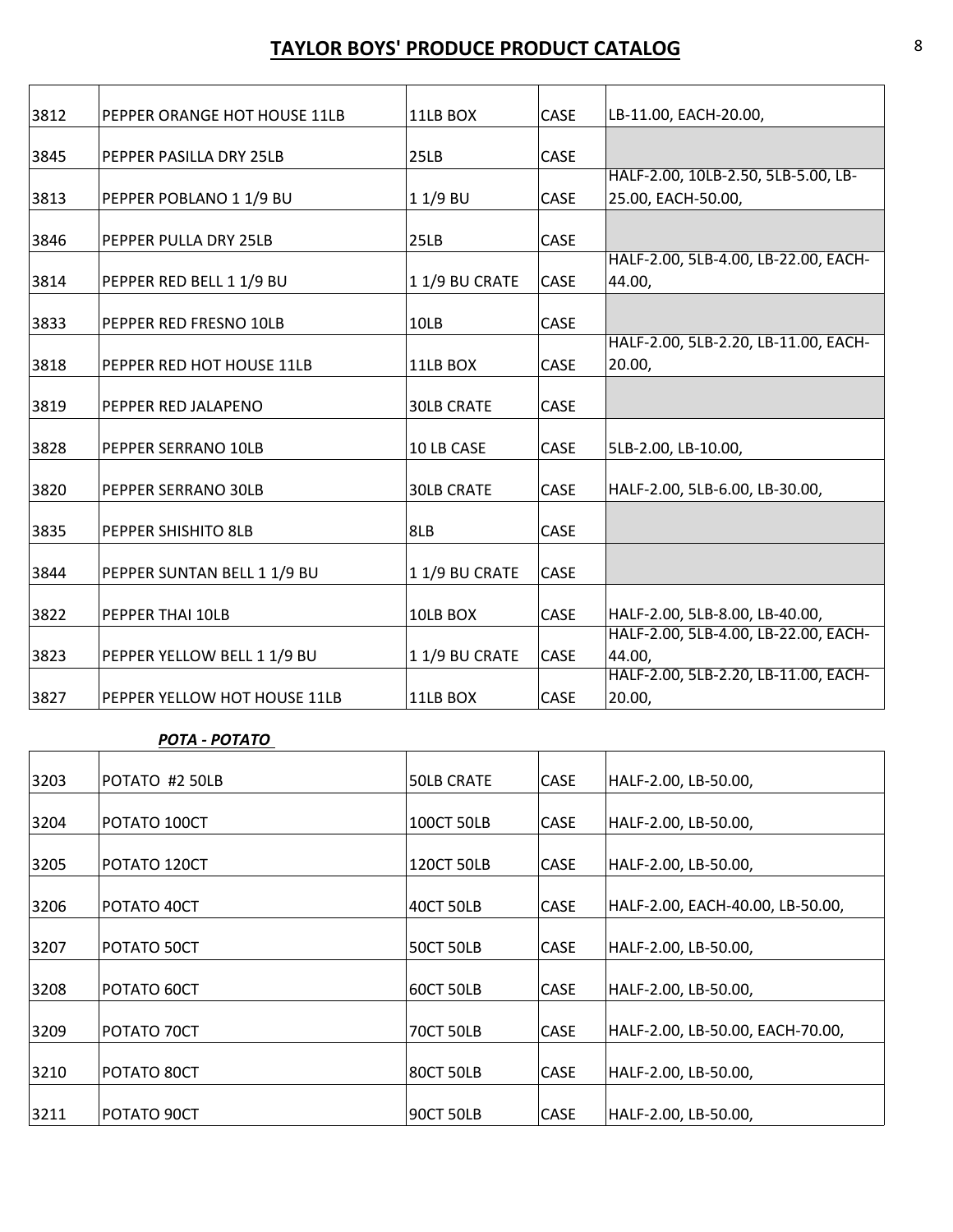# TAYLOR BOYS' PRODUCE PRODUCT CATALOG

| | | | | |
|---|---|---|---|---|
| 3812 | PEPPER ORANGE HOT HOUSE 11LB | 11LB BOX | CASE | LB-11.00, EACH-20.00, |
| 3845 | PEPPER PASILLA DRY 25LB | 25LB | CASE | |
| 3813 | PEPPER POBLANO 1 1/9 BU | 1 1/9 BU | CASE | HALF-2.00, 10LB-2.50, 5LB-5.00, LB-25.00, EACH-50.00, |
| 3846 | PEPPER PULLA DRY 25LB | 25LB | CASE | |
| 3814 | PEPPER RED BELL 1 1/9 BU | 1 1/9 BU CRATE | CASE | HALF-2.00, 5LB-4.00, LB-22.00, EACH-44.00, |
| 3833 | PEPPER RED FRESNO 10LB | 10LB | CASE | |
| 3818 | PEPPER RED HOT HOUSE 11LB | 11LB BOX | CASE | HALF-2.00, 5LB-2.20, LB-11.00, EACH-20.00, |
| 3819 | PEPPER RED JALAPENO | 30LB CRATE | CASE | |
| 3828 | PEPPER SERRANO 10LB | 10 LB CASE | CASE | 5LB-2.00, LB-10.00, |
| 3820 | PEPPER SERRANO 30LB | 30LB CRATE | CASE | HALF-2.00, 5LB-6.00, LB-30.00, |
| 3835 | PEPPER SHISHITO 8LB | 8LB | CASE | |
| 3844 | PEPPER SUNTAN BELL 1 1/9 BU | 1 1/9 BU CRATE | CASE | |
| 3822 | PEPPER THAI 10LB | 10LB BOX | CASE | HALF-2.00, 5LB-8.00, LB-40.00, |
| 3823 | PEPPER YELLOW BELL 1 1/9 BU | 1 1/9 BU CRATE | CASE | HALF-2.00, 5LB-4.00, LB-22.00, EACH-44.00, |
| 3827 | PEPPER YELLOW HOT HOUSE 11LB | 11LB BOX | CASE | HALF-2.00, 5LB-2.20, LB-11.00, EACH-20.00, |

***POTA - POTATO***

| | | | | |
|---|---|---|---|---|
| 3203 | POTATO #2 50LB | 50LB CRATE | CASE | HALF-2.00, LB-50.00, |
| 3204 | POTATO 100CT | 100CT 50LB | CASE | HALF-2.00, LB-50.00, |
| 3205 | POTATO 120CT | 120CT 50LB | CASE | HALF-2.00, LB-50.00, |
| 3206 | POTATO 40CT | 40CT 50LB | CASE | HALF-2.00, EACH-40.00, LB-50.00, |
| 3207 | POTATO 50CT | 50CT 50LB | CASE | HALF-2.00, LB-50.00, |
| 3208 | POTATO 60CT | 60CT 50LB | CASE | HALF-2.00, LB-50.00, |
| 3209 | POTATO 70CT | 70CT 50LB | CASE | HALF-2.00, LB-50.00, EACH-70.00, |
| 3210 | POTATO 80CT | 80CT 50LB | CASE | HALF-2.00, LB-50.00, |
| 3211 | POTATO 90CT | 90CT 50LB | CASE | HALF-2.00, LB-50.00, |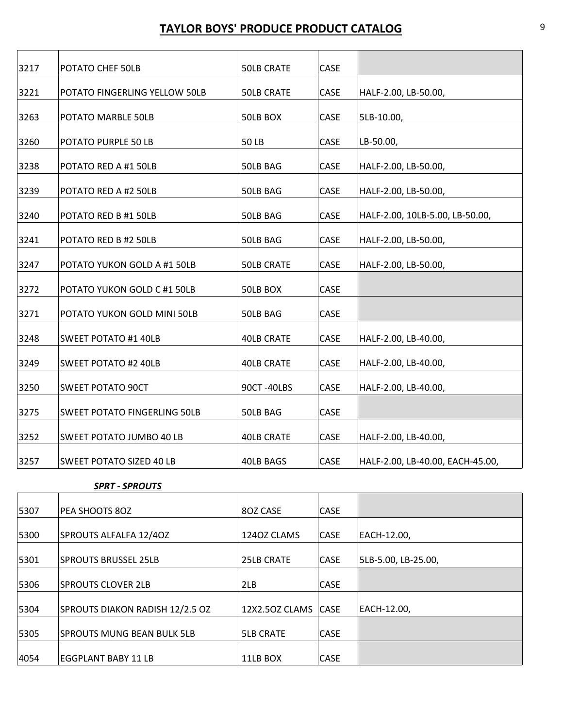# TAYLOR BOYS' PRODUCE PRODUCT CATALOG

| | | | | |
|---|---|---|---|---|
| 3217 | POTATO CHEF 50LB | 50LB CRATE | CASE | |
| 3221 | POTATO FINGERLING YELLOW 50LB | 50LB CRATE | CASE | HALF-2.00, LB-50.00, |
| 3263 | POTATO MARBLE 50LB | 50LB BOX | CASE | 5LB-10.00, |
| 3260 | POTATO PURPLE 50 LB | 50 LB | CASE | LB-50.00, |
| 3238 | POTATO RED A #1 50LB | 50LB BAG | CASE | HALF-2.00, LB-50.00, |
| 3239 | POTATO RED A #2 50LB | 50LB BAG | CASE | HALF-2.00, LB-50.00, |
| 3240 | POTATO RED B #1 50LB | 50LB BAG | CASE | HALF-2.00, 10LB-5.00, LB-50.00, |
| 3241 | POTATO RED B #2 50LB | 50LB BAG | CASE | HALF-2.00, LB-50.00, |
| 3247 | POTATO YUKON GOLD A #1 50LB | 50LB CRATE | CASE | HALF-2.00, LB-50.00, |
| 3272 | POTATO YUKON GOLD C #1 50LB | 50LB BOX | CASE | |
| 3271 | POTATO YUKON GOLD MINI 50LB | 50LB BAG | CASE | |
| 3248 | SWEET POTATO #1 40LB | 40LB CRATE | CASE | HALF-2.00, LB-40.00, |
| 3249 | SWEET POTATO #2 40LB | 40LB CRATE | CASE | HALF-2.00, LB-40.00, |
| 3250 | SWEET POTATO 90CT | 90CT -40LBS | CASE | HALF-2.00, LB-40.00, |
| 3275 | SWEET POTATO FINGERLING 50LB | 50LB BAG | CASE | |
| 3252 | SWEET POTATO JUMBO 40 LB | 40LB CRATE | CASE | HALF-2.00, LB-40.00, |
| 3257 | SWEET POTATO SIZED 40 LB | 40LB BAGS | CASE | HALF-2.00, LB-40.00, EACH-45.00, |

***SPRT - SPROUTS***

| | | | | |
|---|---|---|---|---|
| 5307 | PEA SHOOTS 8OZ | 8OZ CASE | CASE | |
| 5300 | SPROUTS ALFALFA 12/4OZ | 124OZ CLAMS | CASE | EACH-12.00, |
| 5301 | SPROUTS BRUSSEL 25LB | 25LB CRATE | CASE | 5LB-5.00, LB-25.00, |
| 5306 | SPROUTS CLOVER 2LB | 2LB | CASE | |
| 5304 | SPROUTS DIAKON RADISH 12/2.5 OZ | 12X2.5OZ CLAMS | CASE | EACH-12.00, |
| 5305 | SPROUTS MUNG BEAN BULK 5LB | 5LB CRATE | CASE | |
| 4054 | EGGPLANT BABY 11 LB | 11LB BOX | CASE | |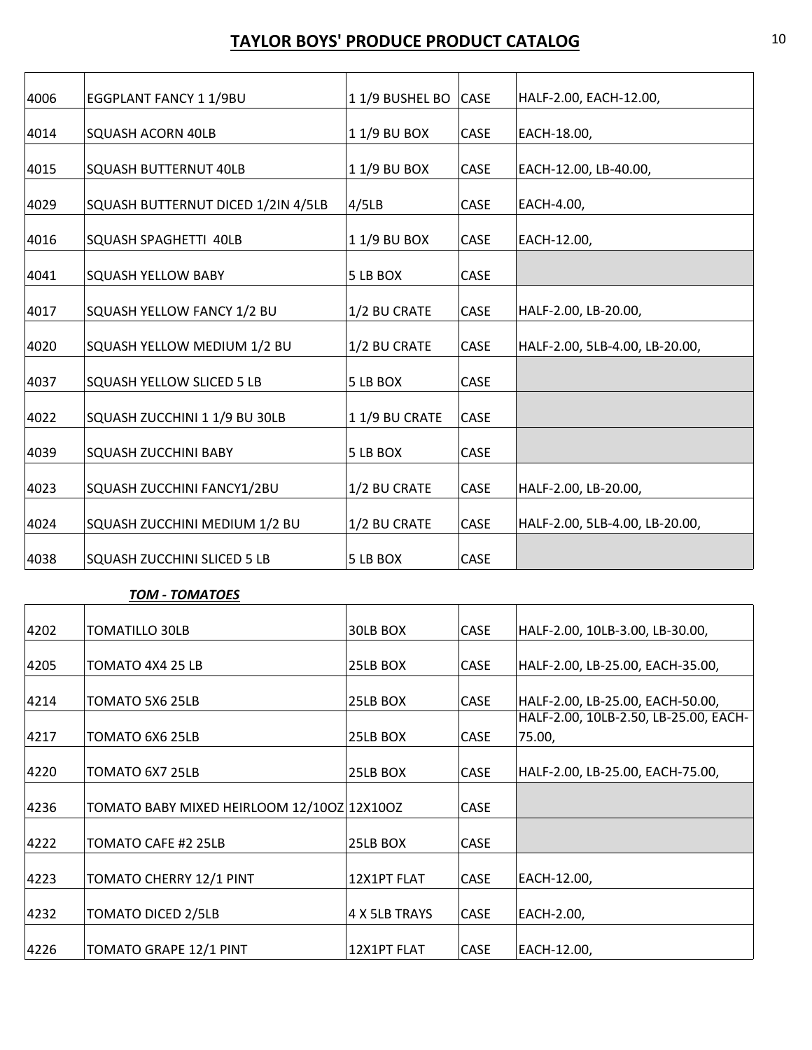# TAYLOR BOYS' PRODUCE PRODUCT CATALOG

| | | | | |
|---|---|---|---|---|
| 4006 | EGGPLANT FANCY 1 1/9BU | 1 1/9 BUSHEL BO | CASE | HALF-2.00, EACH-12.00, |
| 4014 | SQUASH ACORN 40LB | 1 1/9 BU BOX | CASE | EACH-18.00, |
| 4015 | SQUASH BUTTERNUT 40LB | 1 1/9 BU BOX | CASE | EACH-12.00, LB-40.00, |
| 4029 | SQUASH BUTTERNUT DICED 1/2IN 4/5LB | 4/5LB | CASE | EACH-4.00, |
| 4016 | SQUASH SPAGHETTI 40LB | 1 1/9 BU BOX | CASE | EACH-12.00, |
| 4041 | SQUASH YELLOW BABY | 5 LB BOX | CASE | |
| 4017 | SQUASH YELLOW FANCY 1/2 BU | 1/2 BU CRATE | CASE | HALF-2.00, LB-20.00, |
| 4020 | SQUASH YELLOW MEDIUM 1/2 BU | 1/2 BU CRATE | CASE | HALF-2.00, 5LB-4.00, LB-20.00, |
| 4037 | SQUASH YELLOW SLICED 5 LB | 5 LB BOX | CASE | |
| 4022 | SQUASH ZUCCHINI 1 1/9 BU 30LB | 1 1/9 BU CRATE | CASE | |
| 4039 | SQUASH ZUCCHINI BABY | 5 LB BOX | CASE | |
| 4023 | SQUASH ZUCCHINI FANCY1/2BU | 1/2 BU CRATE | CASE | HALF-2.00, LB-20.00, |
| 4024 | SQUASH ZUCCHINI MEDIUM 1/2 BU | 1/2 BU CRATE | CASE | HALF-2.00, 5LB-4.00, LB-20.00, |
| 4038 | SQUASH ZUCCHINI SLICED 5 LB | 5 LB BOX | CASE | |

***TOM - TOMATOES***

| | | | | |
|---|---|---|---|---|
| 4202 | TOMATILLO 30LB | 30LB BOX | CASE | HALF-2.00, 10LB-3.00, LB-30.00, |
| 4205 | TOMATO 4X4 25 LB | 25LB BOX | CASE | HALF-2.00, LB-25.00, EACH-35.00, |
| 4214 | TOMATO 5X6 25LB | 25LB BOX | CASE | HALF-2.00, LB-25.00, EACH-50.00, |
| 4217 | TOMATO 6X6 25LB | 25LB BOX | CASE | HALF-2.00, 10LB-2.50, LB-25.00, EACH-75.00, |
| 4220 | TOMATO 6X7 25LB | 25LB BOX | CASE | HALF-2.00, LB-25.00, EACH-75.00, |
| 4236 | TOMATO BABY MIXED HEIRLOOM 12/10OZ | 12X10OZ | CASE | |
| 4222 | TOMATO CAFE #2 25LB | 25LB BOX | CASE | |
| 4223 | TOMATO CHERRY 12/1 PINT | 12X1PT FLAT | CASE | EACH-12.00, |
| 4232 | TOMATO DICED 2/5LB | 4 X 5LB TRAYS | CASE | EACH-2.00, |
| 4226 | TOMATO GRAPE 12/1 PINT | 12X1PT FLAT | CASE | EACH-12.00, |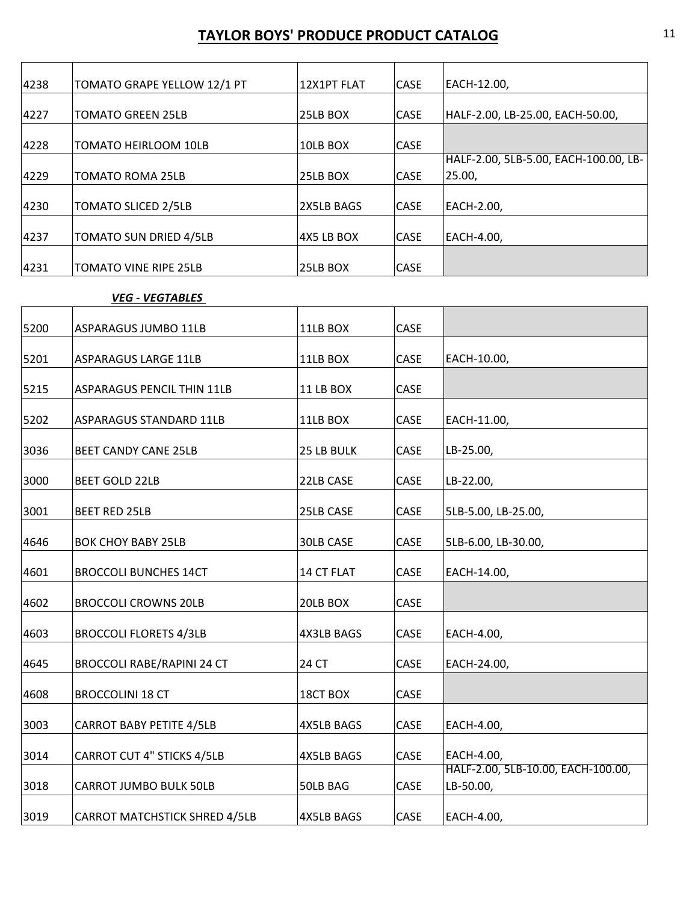# TAYLOR BOYS' PRODUCE PRODUCT CATALOG

| | | | | |
|---|---|---|---|---|
| 4238 | TOMATO GRAPE YELLOW 12/1 PT | 12X1PT FLAT | CASE | EACH-12.00, |
| 4227 | TOMATO GREEN 25LB | 25LB BOX | CASE | HALF-2.00, LB-25.00, EACH-50.00, |
| 4228 | TOMATO HEIRLOOM 10LB | 10LB BOX | CASE | |
| 4229 | TOMATO ROMA 25LB | 25LB BOX | CASE | HALF-2.00, 5LB-5.00, EACH-100.00, LB-25.00, |
| 4230 | TOMATO SLICED 2/5LB | 2X5LB BAGS | CASE | EACH-2.00, |
| 4237 | TOMATO SUN DRIED 4/5LB | 4X5 LB BOX | CASE | EACH-4.00, |
| 4231 | TOMATO VINE RIPE 25LB | 25LB BOX | CASE | |

***VEG - VEGTABLES***

| | | | | |
|---|---|---|---|---|
| 5200 | ASPARAGUS JUMBO 11LB | 11LB BOX | CASE | |
| 5201 | ASPARAGUS LARGE 11LB | 11LB BOX | CASE | EACH-10.00, |
| 5215 | ASPARAGUS PENCIL THIN 11LB | 11 LB BOX | CASE | |
| 5202 | ASPARAGUS STANDARD 11LB | 11LB BOX | CASE | EACH-11.00, |
| 3036 | BEET CANDY CANE 25LB | 25 LB BULK | CASE | LB-25.00, |
| 3000 | BEET GOLD 22LB | 22LB CASE | CASE | LB-22.00, |
| 3001 | BEET RED 25LB | 25LB CASE | CASE | 5LB-5.00, LB-25.00, |
| 4646 | BOK CHOY BABY 25LB | 30LB CASE | CASE | 5LB-6.00, LB-30.00, |
| 4601 | BROCCOLI BUNCHES 14CT | 14 CT FLAT | CASE | EACH-14.00, |
| 4602 | BROCCOLI CROWNS 20LB | 20LB BOX | CASE | |
| 4603 | BROCCOLI FLORETS 4/3LB | 4X3LB BAGS | CASE | EACH-4.00, |
| 4645 | BROCCOLI RABE/RAPINI 24 CT | 24 CT | CASE | EACH-24.00, |
| 4608 | BROCCOLINI 18 CT | 18CT BOX | CASE | |
| 3003 | CARROT BABY PETITE 4/5LB | 4X5LB BAGS | CASE | EACH-4.00, |
| 3014 | CARROT CUT 4" STICKS 4/5LB | 4X5LB BAGS | CASE | EACH-4.00, |
| 3018 | CARROT JUMBO BULK 50LB | 50LB BAG | CASE | HALF-2.00, 5LB-10.00, EACH-100.00, LB-50.00, |
| 3019 | CARROT MATCHSTICK SHRED 4/5LB | 4X5LB BAGS | CASE | EACH-4.00, |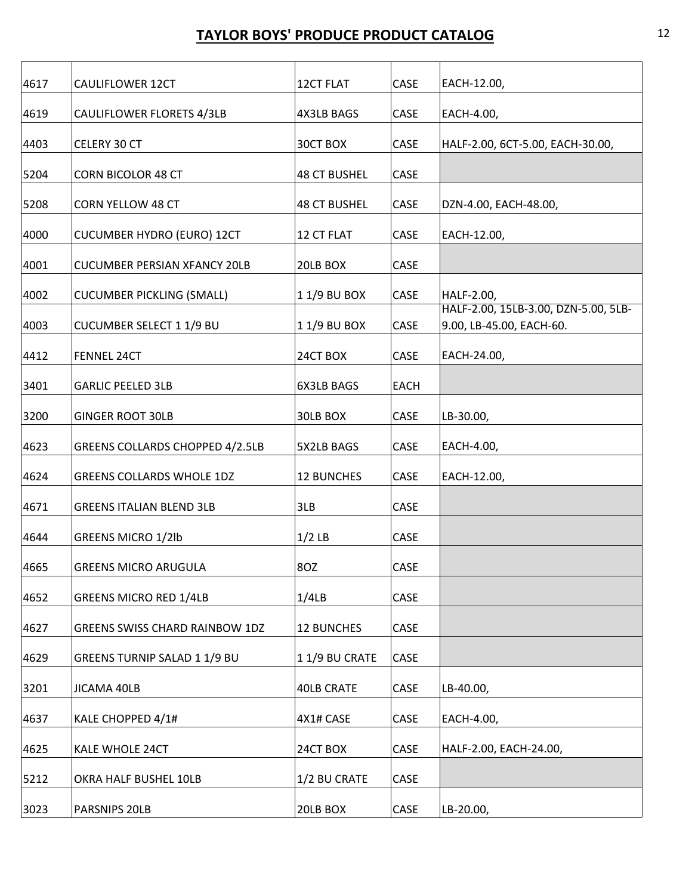# TAYLOR BOYS' PRODUCE PRODUCT CATALOG

| | | | | |
|---|---|---|---|---|
| 4617 | CAULIFLOWER 12CT | 12CT FLAT | CASE | EACH-12.00, |
| 4619 | CAULIFLOWER FLORETS 4/3LB | 4X3LB BAGS | CASE | EACH-4.00, |
| 4403 | CELERY 30 CT | 30CT BOX | CASE | HALF-2.00, 6CT-5.00, EACH-30.00, |
| 5204 | CORN BICOLOR 48 CT | 48 CT BUSHEL | CASE | |
| 5208 | CORN YELLOW 48 CT | 48 CT BUSHEL | CASE | DZN-4.00, EACH-48.00, |
| 4000 | CUCUMBER HYDRO (EURO) 12CT | 12 CT FLAT | CASE | EACH-12.00, |
| 4001 | CUCUMBER PERSIAN XFANCY 20LB | 20LB BOX | CASE | |
| 4002 | CUCUMBER PICKLING (SMALL) | 1 1/9 BU BOX | CASE | HALF-2.00, |
| 4003 | CUCUMBER SELECT 1 1/9 BU | 1 1/9 BU BOX | CASE | HALF-2.00, 15LB-3.00, DZN-5.00, 5LB-9.00, LB-45.00, EACH-60. |
| 4412 | FENNEL 24CT | 24CT BOX | CASE | EACH-24.00, |
| 3401 | GARLIC PEELED 3LB | 6X3LB BAGS | EACH | |
| 3200 | GINGER ROOT 30LB | 30LB BOX | CASE | LB-30.00, |
| 4623 | GREENS COLLARDS CHOPPED 4/2.5LB | 5X2LB BAGS | CASE | EACH-4.00, |
| 4624 | GREENS COLLARDS WHOLE 1DZ | 12 BUNCHES | CASE | EACH-12.00, |
| 4671 | GREENS ITALIAN BLEND 3LB | 3LB | CASE | |
| 4644 | GREENS MICRO 1/2lb | 1/2 LB | CASE | |
| 4665 | GREENS MICRO ARUGULA | 8OZ | CASE | |
| 4652 | GREENS MICRO RED 1/4LB | 1/4LB | CASE | |
| 4627 | GREENS SWISS CHARD RAINBOW 1DZ | 12 BUNCHES | CASE | |
| 4629 | GREENS TURNIP SALAD 1 1/9 BU | 1 1/9 BU CRATE | CASE | |
| 3201 | JICAMA 40LB | 40LB CRATE | CASE | LB-40.00, |
| 4637 | KALE CHOPPED 4/1# | 4X1# CASE | CASE | EACH-4.00, |
| 4625 | KALE WHOLE 24CT | 24CT BOX | CASE | HALF-2.00, EACH-24.00, |
| 5212 | OKRA HALF BUSHEL 10LB | 1/2 BU CRATE | CASE | |
| 3023 | PARSNIPS 20LB | 20LB BOX | CASE | LB-20.00, |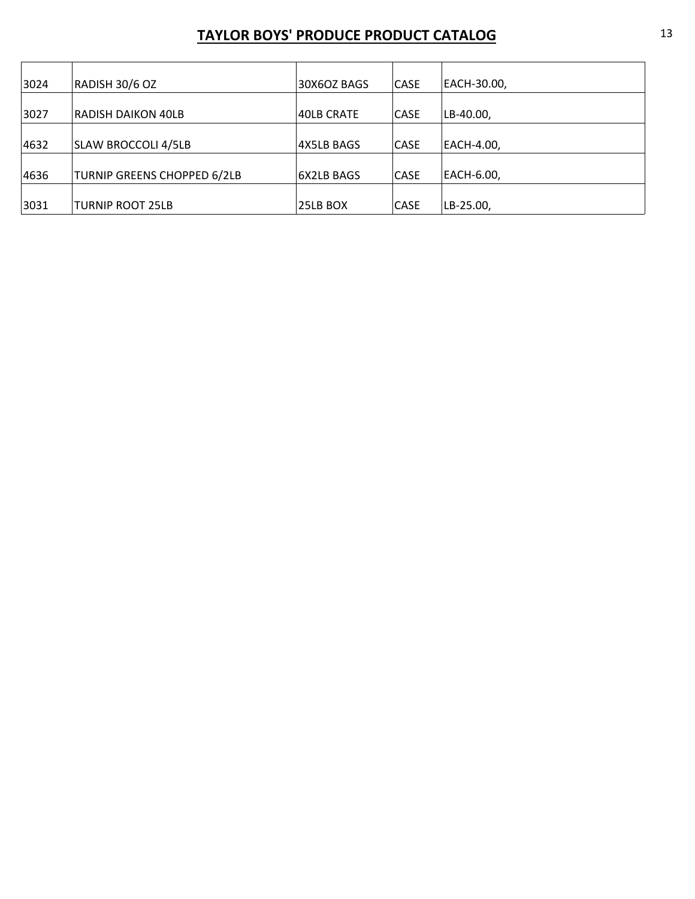## TAYLOR BOYS' PRODUCE PRODUCT CATALOG

| | | | | |
|---|---|---|---|---|
| 3024 | RADISH 30/6 OZ | 30X6OZ BAGS | CASE | EACH-30.00, |
| 3027 | RADISH DAIKON 40LB | 40LB CRATE | CASE | LB-40.00, |
| 4632 | SLAW BROCCOLI 4/5LB | 4X5LB BAGS | CASE | EACH-4.00, |
| 4636 | TURNIP GREENS CHOPPED 6/2LB | 6X2LB BAGS | CASE | EACH-6.00, |
| 3031 | TURNIP ROOT 25LB | 25LB BOX | CASE | LB-25.00, |